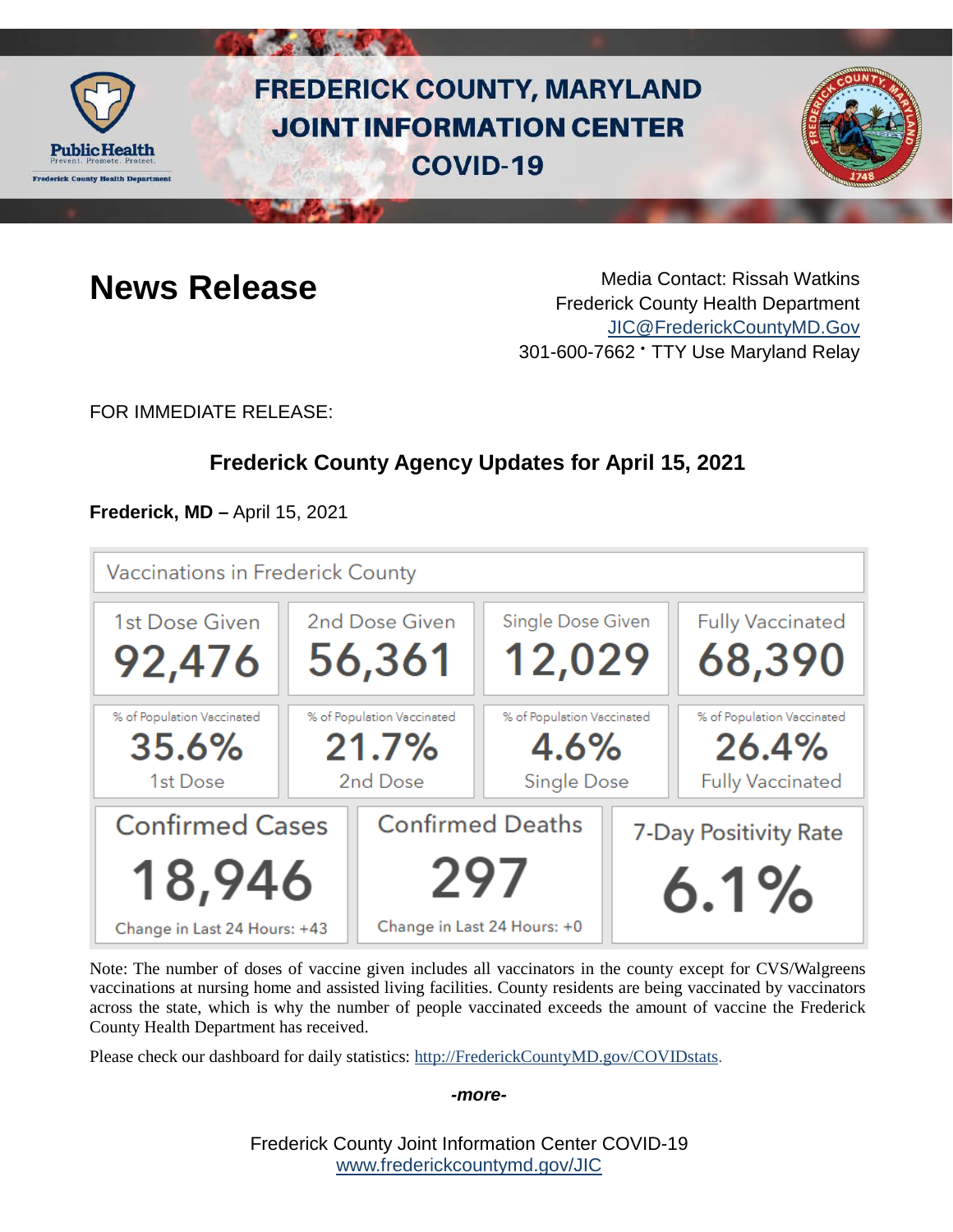# FREDERICK COUNTY, MARYLAND JOINT INFORMATION CENTER COVID-19

## News Release

Media Contact: Rissah Watkins
Frederick County Health Department
JIC@FrederickCountyMD.Gov
301-600-7662 • TTY Use Maryland Relay

FOR IMMEDIATE RELEASE:

### Frederick County Agency Updates for April 15, 2021

**Frederick, MD –** April 15, 2021

**Vaccinations in Frederick County**

| 1st Dose Given | 2nd Dose Given | Single Dose Given | Fully Vaccinated |
|---|---|---|---|
| 92,476 | 56,361 | 12,029 | 68,390 |
| % of Population Vaccinated 35.6% 1st Dose | % of Population Vaccinated 21.7% 2nd Dose | % of Population Vaccinated 4.6% Single Dose | % of Population Vaccinated 26.4% Fully Vaccinated |

| Confirmed Cases | Confirmed Deaths | 7-Day Positivity Rate |
|---|---|---|
| 18,946 | 297 | 6.1% |
| Change in Last 24 Hours: +43 | Change in Last 24 Hours: +0 | |

Note: The number of doses of vaccine given includes all vaccinators in the county except for CVS/Walgreens vaccinations at nursing home and assisted living facilities. County residents are being vaccinated by vaccinators across the state, which is why the number of people vaccinated exceeds the amount of vaccine the Frederick County Health Department has received.

Please check our dashboard for daily statistics: http://FrederickCountyMD.gov/COVIDstats.

*-more-*

Frederick County Joint Information Center COVID-19
www.frederickcountymd.gov/JIC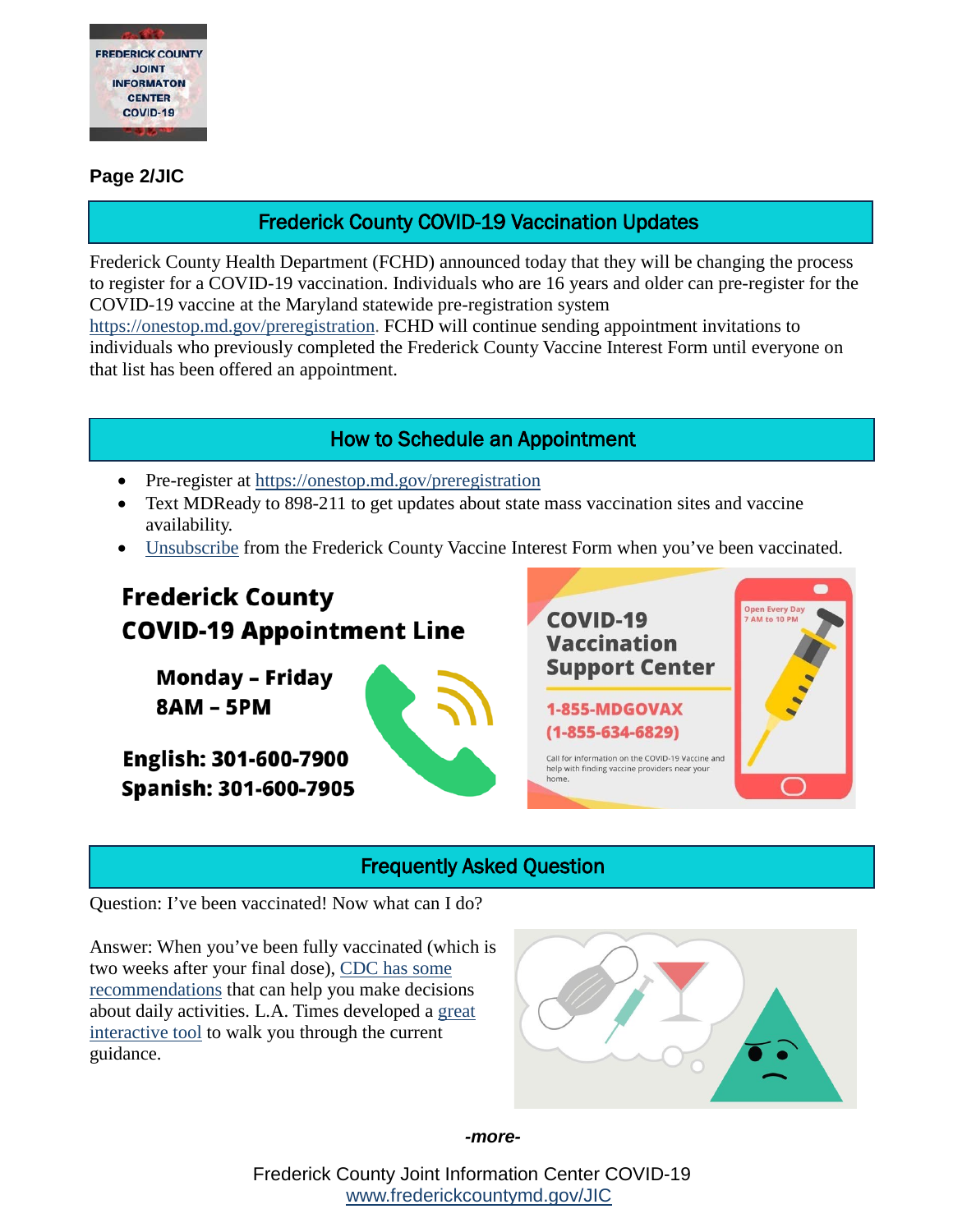**Page 2/JIC**

## Frederick County COVID-19 Vaccination Updates

Frederick County Health Department (FCHD) announced today that they will be changing the process to register for a COVID-19 vaccination. Individuals who are 16 years and older can pre-register for the COVID-19 vaccine at the Maryland statewide pre-registration system https://onestop.md.gov/preregistration. FCHD will continue sending appointment invitations to individuals who previously completed the Frederick County Vaccine Interest Form until everyone on that list has been offered an appointment.

## How to Schedule an Appointment

- Pre-register at https://onestop.md.gov/preregistration
- Text MDReady to 898-211 to get updates about state mass vaccination sites and vaccine availability.
- Unsubscribe from the Frederick County Vaccine Interest Form when you've been vaccinated.

**Frederick County COVID-19 Appointment Line**

**Monday – Friday**
**8AM – 5PM**

**English: 301-600-7900**
**Spanish: 301-600-7905**

**COVID-19 Vaccination Support Center**

Open Every Day 7 AM to 10 PM

**1-855-MDGOVAX**
**(1-855-634-6829)**

Call for information on the COVID-19 Vaccine and help with finding vaccine providers near your home.

## Frequently Asked Question

Question: I've been vaccinated! Now what can I do?

Answer: When you've been fully vaccinated (which is two weeks after your final dose), CDC has some recommendations that can help you make decisions about daily activities. L.A. Times developed a great interactive tool to walk you through the current guidance.

*-more-*

Frederick County Joint Information Center COVID-19
www.frederickcountymd.gov/JIC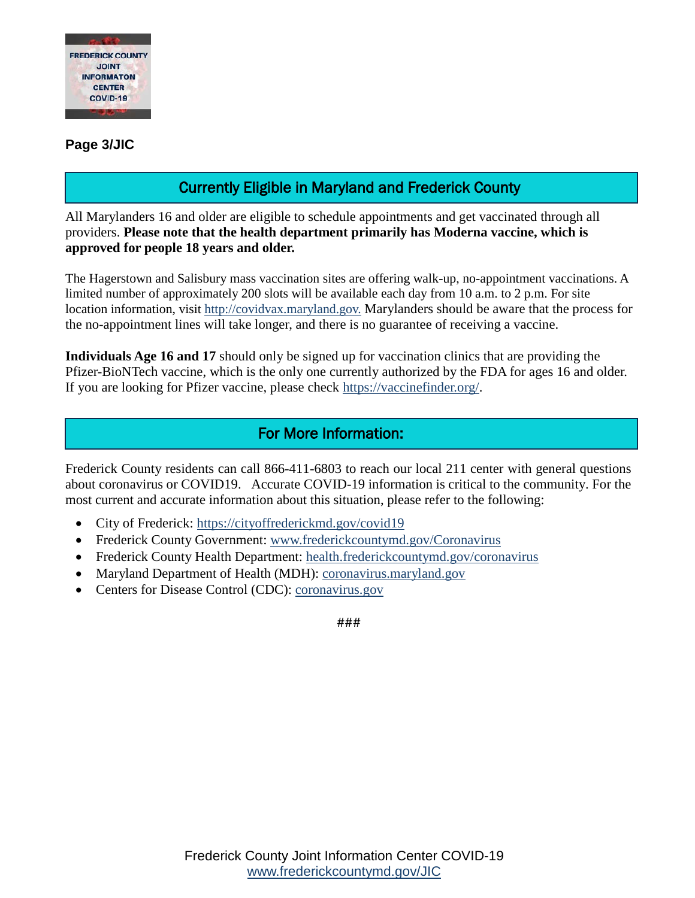## Currently Eligible in Maryland and Frederick County

All Marylanders 16 and older are eligible to schedule appointments and get vaccinated through all providers. **Please note that the health department primarily has Moderna vaccine, which is approved for people 18 years and older.**

The Hagerstown and Salisbury mass vaccination sites are offering walk-up, no-appointment vaccinations. A limited number of approximately 200 slots will be available each day from 10 a.m. to 2 p.m. For site location information, visit http://covidvax.maryland.gov. Marylanders should be aware that the process for the no-appointment lines will take longer, and there is no guarantee of receiving a vaccine.

**Individuals Age 16 and 17** should only be signed up for vaccination clinics that are providing the Pfizer-BioNTech vaccine, which is the only one currently authorized by the FDA for ages 16 and older. If you are looking for Pfizer vaccine, please check https://vaccinefinder.org/.

## For More Information:

Frederick County residents can call 866-411-6803 to reach our local 211 center with general questions about coronavirus or COVID19. Accurate COVID-19 information is critical to the community. For the most current and accurate information about this situation, please refer to the following:

- City of Frederick: https://cityoffrederickmd.gov/covid19
- Frederick County Government: www.frederickcountymd.gov/Coronavirus
- Frederick County Health Department: health.frederickcountymd.gov/coronavirus
- Maryland Department of Health (MDH): coronavirus.maryland.gov
- Centers for Disease Control (CDC): coronavirus.gov

###